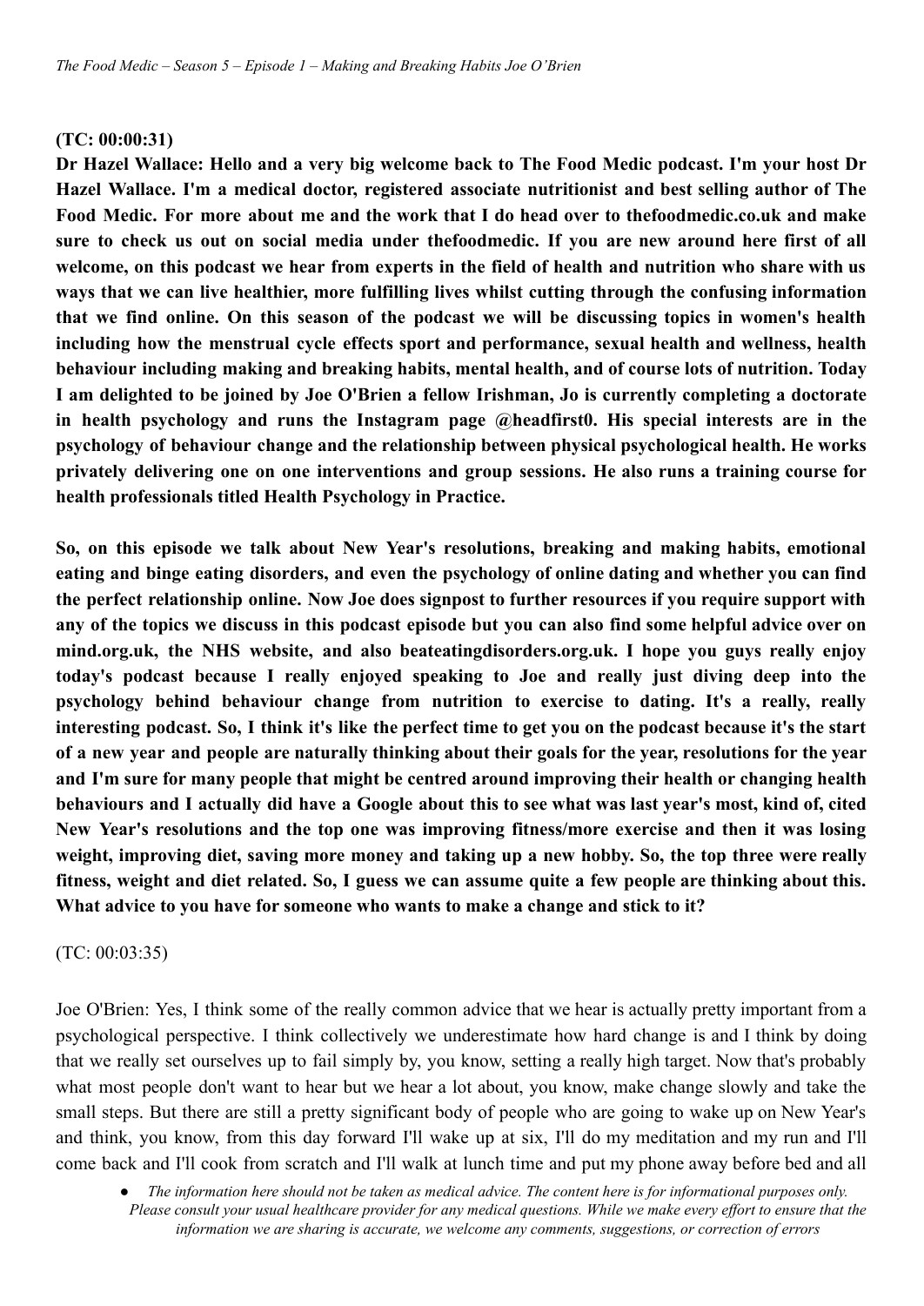**(TC: 00:00:31)**

**Dr Hazel Wallace: Hello and a very big welcome back to The Food Medic podcast. I'm your host Dr Hazel Wallace. I'm a medical doctor, registered associate nutritionist and best selling author of The Food Medic. For more about me and the work that I do head over to thefoodmedic.co.uk and make sure to check us out on social media under thefoodmedic. If you are new around here first of all welcome, on this podcast we hear from experts in the field of health and nutrition who share with us ways that we can live healthier, more fulfilling lives whilst cutting through the confusing information that we find online. On this season of the podcast we will be discussing topics in women's health including how the menstrual cycle effects sport and performance, sexual health and wellness, health behaviour including making and breaking habits, mental health, and of course lots of nutrition. Today I am delighted to be joined by Joe O'Brien a fellow Irishman, Jo is currently completing a doctorate in health psychology and runs the Instagram page @headfirst0. His special interests are in the psychology of behaviour change and the relationship between physical psychological health. He works privately delivering one on one interventions and group sessions. He also runs a training course for health professionals titled Health Psychology in Practice.**

**So, on this episode we talk about New Year's resolutions, breaking and making habits, emotional eating and binge eating disorders, and even the psychology of online dating and whether you can find the perfect relationship online. Now Joe does signpost to further resources if you require support with any of the topics we discuss in this podcast episode but you can also find some helpful advice over on mind.org.uk, the NHS website, and also beateatingdisorders.org.uk. I hope you guys really enjoy today's podcast because I really enjoyed speaking to Joe and really just diving deep into the psychology behind behaviour change from nutrition to exercise to dating. It's a really, really interesting podcast. So, I think it's like the perfect time to get you on the podcast because it's the start of a new year and people are naturally thinking about their goals for the year, resolutions for the year and I'm sure for many people that might be centred around improving their health or changing health behaviours and I actually did have a Google about this to see what was last year's most, kind of, cited New Year's resolutions and the top one was improving fitness/more exercise and then it was losing weight, improving diet, saving more money and taking up a new hobby. So, the top three were really fitness, weight and diet related. So, I guess we can assume quite a few people are thinking about this. What advice to you have for someone who wants to make a change and stick to it?**

(TC: 00:03:35)

Joe O'Brien: Yes, I think some of the really common advice that we hear is actually pretty important from a psychological perspective. I think collectively we underestimate how hard change is and I think by doing that we really set ourselves up to fail simply by, you know, setting a really high target. Now that's probably what most people don't want to hear but we hear a lot about, you know, make change slowly and take the small steps. But there are still a pretty significant body of people who are going to wake up on New Year's and think, you know, from this day forward I'll wake up at six, I'll do my meditation and my run and I'll come back and I'll cook from scratch and I'll walk at lunch time and put my phone away before bed and all

- *The information here should not be taken as medical advice. The content here is for informational purposes only. Please consult your usual healthcare provider for any medical questions. While we make every effort to ensure that the information we are sharing is accurate, we welcome any comments, suggestions, or correction of errors*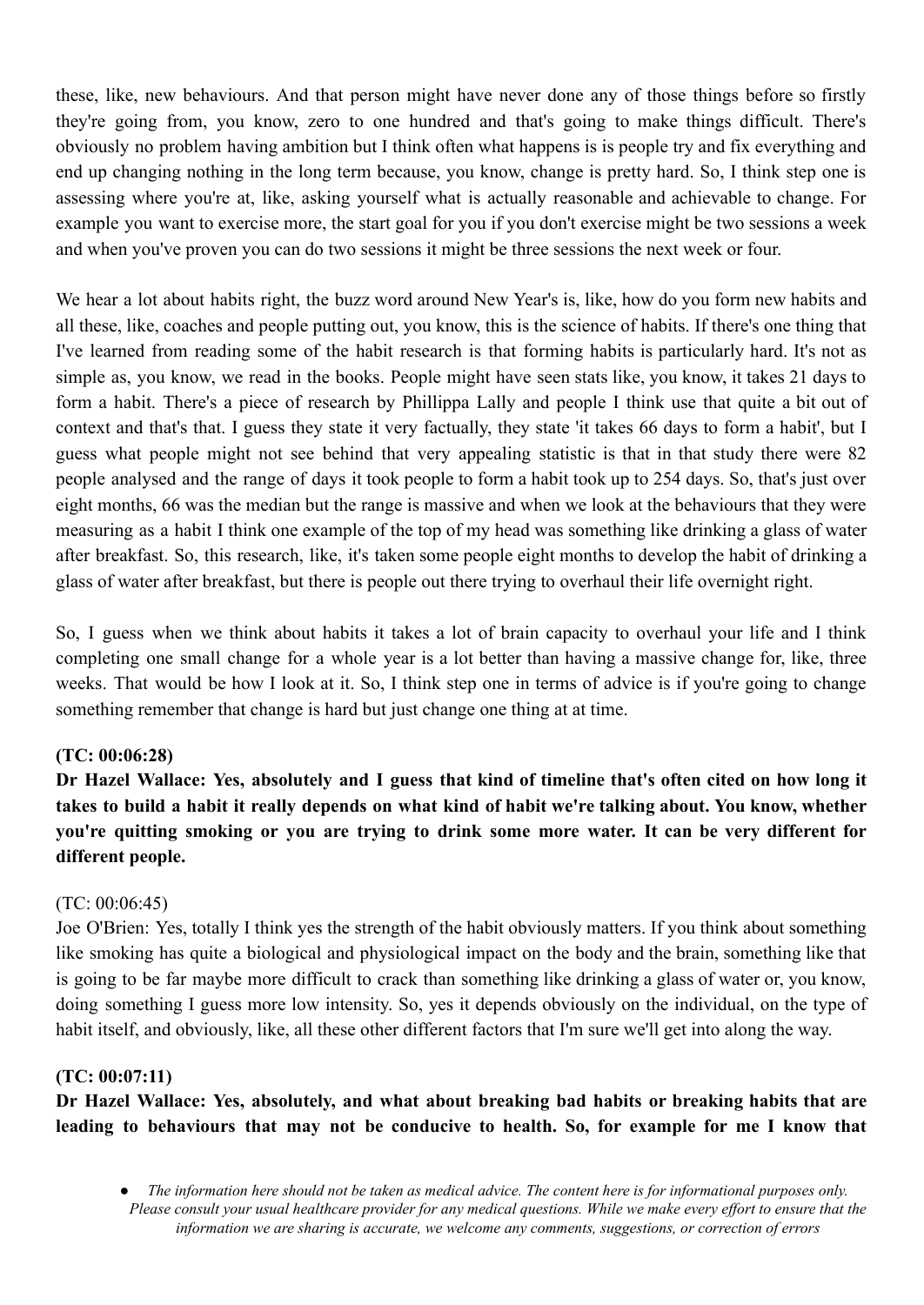these, like, new behaviours. And that person might have never done any of those things before so firstly they're going from, you know, zero to one hundred and that's going to make things difficult. There's obviously no problem having ambition but I think often what happens is is people try and fix everything and end up changing nothing in the long term because, you know, change is pretty hard. So, I think step one is assessing where you're at, like, asking yourself what is actually reasonable and achievable to change. For example you want to exercise more, the start goal for you if you don't exercise might be two sessions a week and when you've proven you can do two sessions it might be three sessions the next week or four.

We hear a lot about habits right, the buzz word around New Year's is, like, how do you form new habits and all these, like, coaches and people putting out, you know, this is the science of habits. If there's one thing that I've learned from reading some of the habit research is that forming habits is particularly hard. It's not as simple as, you know, we read in the books. People might have seen stats like, you know, it takes 21 days to form a habit. There's a piece of research by Phillippa Lally and people I think use that quite a bit out of context and that's that. I guess they state it very factually, they state 'it takes 66 days to form a habit', but I guess what people might not see behind that very appealing statistic is that in that study there were 82 people analysed and the range of days it took people to form a habit took up to 254 days. So, that's just over eight months, 66 was the median but the range is massive and when we look at the behaviours that they were measuring as a habit I think one example of the top of my head was something like drinking a glass of water after breakfast. So, this research, like, it's taken some people eight months to develop the habit of drinking a glass of water after breakfast, but there is people out there trying to overhaul their life overnight right.

So, I guess when we think about habits it takes a lot of brain capacity to overhaul your life and I think completing one small change for a whole year is a lot better than having a massive change for, like, three weeks. That would be how I look at it. So, I think step one in terms of advice is if you're going to change something remember that change is hard but just change one thing at at time.

**(TC: 00:06:28)**

**Dr Hazel Wallace: Yes, absolutely and I guess that kind of timeline that's often cited on how long it takes to build a habit it really depends on what kind of habit we're talking about. You know, whether you're quitting smoking or you are trying to drink some more water. It can be very different for different people.**

(TC: 00:06:45)

Joe O'Brien: Yes, totally I think yes the strength of the habit obviously matters. If you think about something like smoking has quite a biological and physiological impact on the body and the brain, something like that is going to be far maybe more difficult to crack than something like drinking a glass of water or, you know, doing something I guess more low intensity. So, yes it depends obviously on the individual, on the type of habit itself, and obviously, like, all these other different factors that I'm sure we'll get into along the way.

**(TC: 00:07:11)**

**Dr Hazel Wallace: Yes, absolutely, and what about breaking bad habits or breaking habits that are leading to behaviours that may not be conducive to health. So, for example for me I know that**

- *The information here should not be taken as medical advice. The content here is for informational purposes only. Please consult your usual healthcare provider for any medical questions. While we make every effort to ensure that the information we are sharing is accurate, we welcome any comments, suggestions, or correction of errors*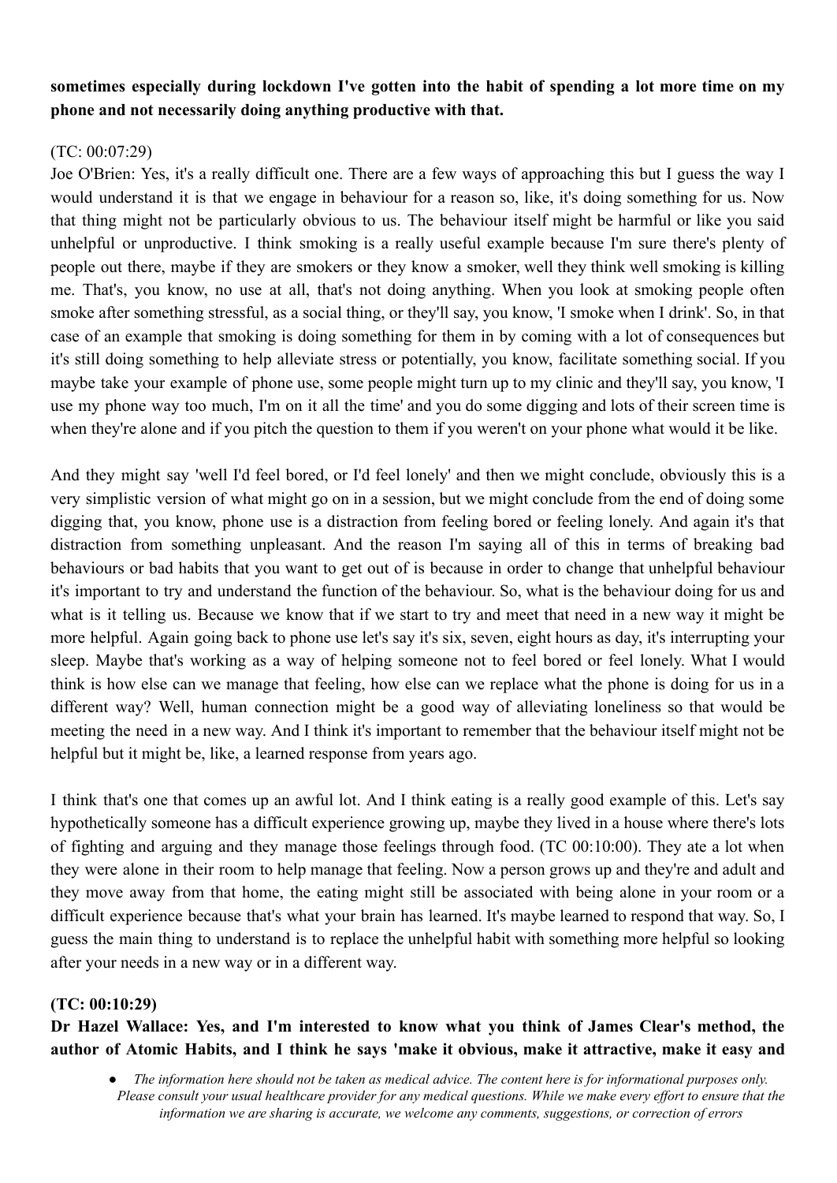**sometimes especially during lockdown I've gotten into the habit of spending a lot more time on my phone and not necessarily doing anything productive with that.**

(TC: 00:07:29)

Joe O'Brien: Yes, it's a really difficult one. There are a few ways of approaching this but I guess the way I would understand it is that we engage in behaviour for a reason so, like, it's doing something for us. Now that thing might not be particularly obvious to us. The behaviour itself might be harmful or like you said unhelpful or unproductive. I think smoking is a really useful example because I'm sure there's plenty of people out there, maybe if they are smokers or they know a smoker, well they think well smoking is killing me. That's, you know, no use at all, that's not doing anything. When you look at smoking people often smoke after something stressful, as a social thing, or they'll say, you know, 'I smoke when I drink'. So, in that case of an example that smoking is doing something for them in by coming with a lot of consequences but it's still doing something to help alleviate stress or potentially, you know, facilitate something social. If you maybe take your example of phone use, some people might turn up to my clinic and they'll say, you know, 'I use my phone way too much, I'm on it all the time' and you do some digging and lots of their screen time is when they're alone and if you pitch the question to them if you weren't on your phone what would it be like.

And they might say 'well I'd feel bored, or I'd feel lonely' and then we might conclude, obviously this is a very simplistic version of what might go on in a session, but we might conclude from the end of doing some digging that, you know, phone use is a distraction from feeling bored or feeling lonely. And again it's that distraction from something unpleasant. And the reason I'm saying all of this in terms of breaking bad behaviours or bad habits that you want to get out of is because in order to change that unhelpful behaviour it's important to try and understand the function of the behaviour. So, what is the behaviour doing for us and what is it telling us. Because we know that if we start to try and meet that need in a new way it might be more helpful. Again going back to phone use let's say it's six, seven, eight hours as day, it's interrupting your sleep. Maybe that's working as a way of helping someone not to feel bored or feel lonely. What I would think is how else can we manage that feeling, how else can we replace what the phone is doing for us in a different way? Well, human connection might be a good way of alleviating loneliness so that would be meeting the need in a new way. And I think it's important to remember that the behaviour itself might not be helpful but it might be, like, a learned response from years ago.

I think that's one that comes up an awful lot. And I think eating is a really good example of this. Let's say hypothetically someone has a difficult experience growing up, maybe they lived in a house where there's lots of fighting and arguing and they manage those feelings through food. (TC 00:10:00). They ate a lot when they were alone in their room to help manage that feeling. Now a person grows up and they're and adult and they move away from that home, the eating might still be associated with being alone in your room or a difficult experience because that's what your brain has learned. It's maybe learned to respond that way. So, I guess the main thing to understand is to replace the unhelpful habit with something more helpful so looking after your needs in a new way or in a different way.

**(TC: 00:10:29)**

**Dr Hazel Wallace: Yes, and I'm interested to know what you think of James Clear's method, the author of Atomic Habits, and I think he says 'make it obvious, make it attractive, make it easy and**

- *The information here should not be taken as medical advice. The content here is for informational purposes only. Please consult your usual healthcare provider for any medical questions. While we make every effort to ensure that the information we are sharing is accurate, we welcome any comments, suggestions, or correction of errors*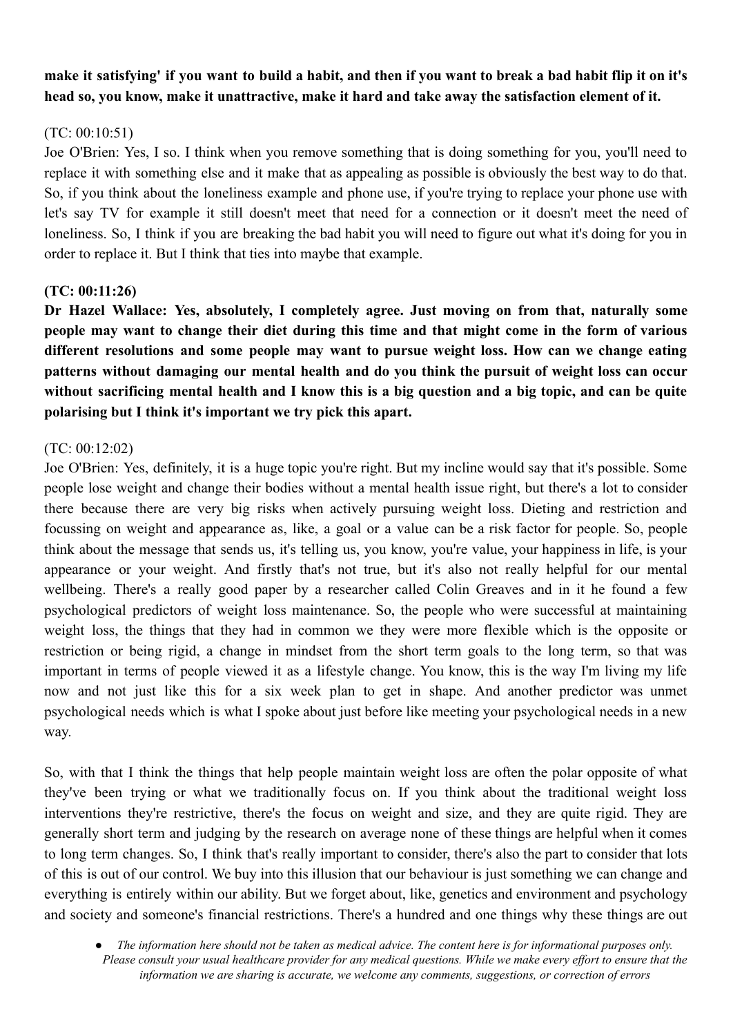**make it satisfying' if you want to build a habit, and then if you want to break a bad habit flip it on it's head so, you know, make it unattractive, make it hard and take away the satisfaction element of it.**

(TC: 00:10:51)
Joe O'Brien: Yes, I so. I think when you remove something that is doing something for you, you'll need to replace it with something else and it make that as appealing as possible is obviously the best way to do that. So, if you think about the loneliness example and phone use, if you're trying to replace your phone use with let's say TV for example it still doesn't meet that need for a connection or it doesn't meet the need of loneliness. So, I think if you are breaking the bad habit you will need to figure out what it's doing for you in order to replace it. But I think that ties into maybe that example.

**(TC: 00:11:26)**
**Dr Hazel Wallace: Yes, absolutely, I completely agree. Just moving on from that, naturally some people may want to change their diet during this time and that might come in the form of various different resolutions and some people may want to pursue weight loss. How can we change eating patterns without damaging our mental health and do you think the pursuit of weight loss can occur without sacrificing mental health and I know this is a big question and a big topic, and can be quite polarising but I think it's important we try pick this apart.**

(TC: 00:12:02)
Joe O'Brien: Yes, definitely, it is a huge topic you're right. But my incline would say that it's possible. Some people lose weight and change their bodies without a mental health issue right, but there's a lot to consider there because there are very big risks when actively pursuing weight loss. Dieting and restriction and focussing on weight and appearance as, like, a goal or a value can be a risk factor for people. So, people think about the message that sends us, it's telling us, you know, you're value, your happiness in life, is your appearance or your weight. And firstly that's not true, but it's also not really helpful for our mental wellbeing. There's a really good paper by a researcher called Colin Greaves and in it he found a few psychological predictors of weight loss maintenance. So, the people who were successful at maintaining weight loss, the things that they had in common we they were more flexible which is the opposite or restriction or being rigid, a change in mindset from the short term goals to the long term, so that was important in terms of people viewed it as a lifestyle change. You know, this is the way I'm living my life now and not just like this for a six week plan to get in shape. And another predictor was unmet psychological needs which is what I spoke about just before like meeting your psychological needs in a new way.

So, with that I think the things that help people maintain weight loss are often the polar opposite of what they've been trying or what we traditionally focus on. If you think about the traditional weight loss interventions they're restrictive, there's the focus on weight and size, and they are quite rigid. They are generally short term and judging by the research on average none of these things are helpful when it comes to long term changes. So, I think that's really important to consider, there's also the part to consider that lots of this is out of our control. We buy into this illusion that our behaviour is just something we can change and everything is entirely within our ability. But we forget about, like, genetics and environment and psychology and society and someone's financial restrictions. There's a hundred and one things why these things are out

- *The information here should not be taken as medical advice. The content here is for informational purposes only. Please consult your usual healthcare provider for any medical questions. While we make every effort to ensure that the information we are sharing is accurate, we welcome any comments, suggestions, or correction of errors*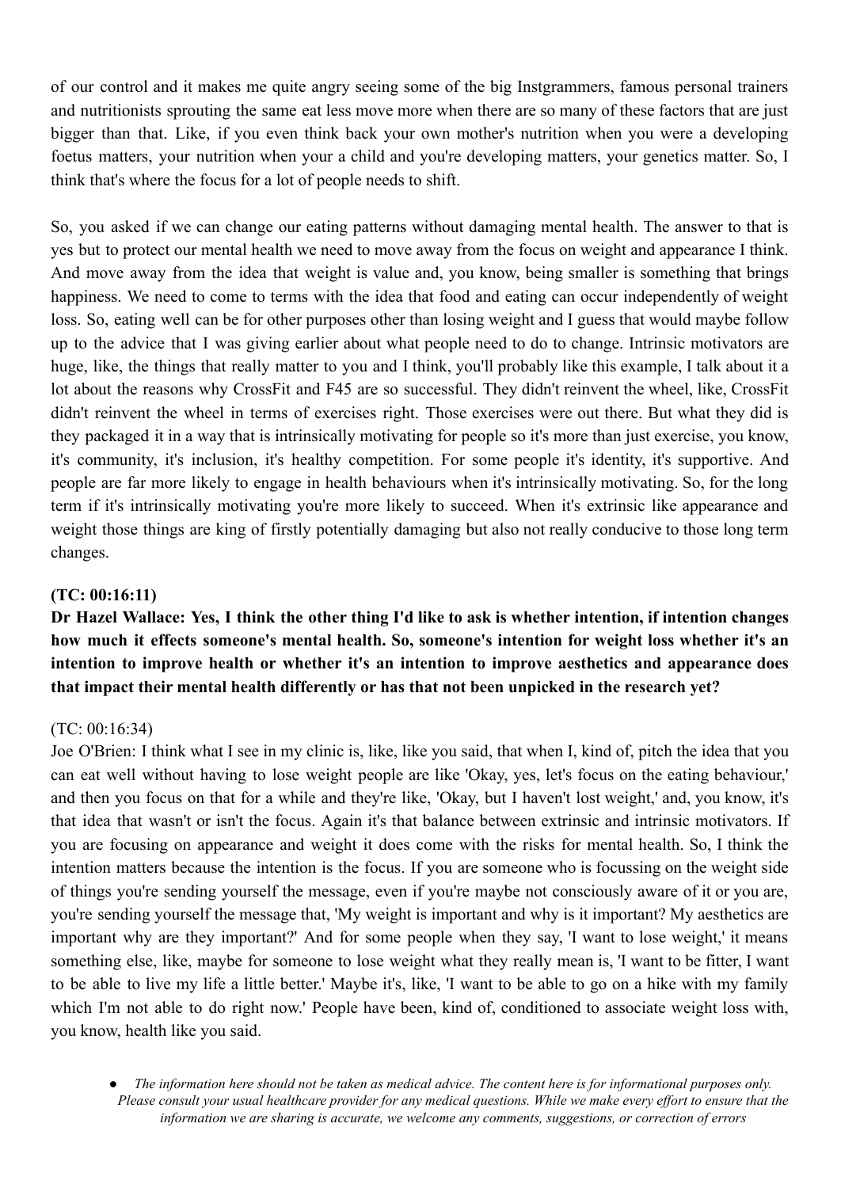of our control and it makes me quite angry seeing some of the big Instgrammers, famous personal trainers and nutritionists sprouting the same eat less move more when there are so many of these factors that are just bigger than that. Like, if you even think back your own mother's nutrition when you were a developing foetus matters, your nutrition when your a child and you're developing matters, your genetics matter. So, I think that's where the focus for a lot of people needs to shift.

So, you asked if we can change our eating patterns without damaging mental health. The answer to that is yes but to protect our mental health we need to move away from the focus on weight and appearance I think. And move away from the idea that weight is value and, you know, being smaller is something that brings happiness. We need to come to terms with the idea that food and eating can occur independently of weight loss. So, eating well can be for other purposes other than losing weight and I guess that would maybe follow up to the advice that I was giving earlier about what people need to do to change. Intrinsic motivators are huge, like, the things that really matter to you and I think, you'll probably like this example, I talk about it a lot about the reasons why CrossFit and F45 are so successful. They didn't reinvent the wheel, like, CrossFit didn't reinvent the wheel in terms of exercises right. Those exercises were out there. But what they did is they packaged it in a way that is intrinsically motivating for people so it's more than just exercise, you know, it's community, it's inclusion, it's healthy competition. For some people it's identity, it's supportive. And people are far more likely to engage in health behaviours when it's intrinsically motivating. So, for the long term if it's intrinsically motivating you're more likely to succeed. When it's extrinsic like appearance and weight those things are king of firstly potentially damaging but also not really conducive to those long term changes.

**(TC: 00:16:11)**

**Dr Hazel Wallace: Yes, I think the other thing I'd like to ask is whether intention, if intention changes how much it effects someone's mental health. So, someone's intention for weight loss whether it's an intention to improve health or whether it's an intention to improve aesthetics and appearance does that impact their mental health differently or has that not been unpicked in the research yet?**

(TC: 00:16:34)

Joe O'Brien: I think what I see in my clinic is, like, like you said, that when I, kind of, pitch the idea that you can eat well without having to lose weight people are like 'Okay, yes, let's focus on the eating behaviour,' and then you focus on that for a while and they're like, 'Okay, but I haven't lost weight,' and, you know, it's that idea that wasn't or isn't the focus. Again it's that balance between extrinsic and intrinsic motivators. If you are focusing on appearance and weight it does come with the risks for mental health. So, I think the intention matters because the intention is the focus. If you are someone who is focussing on the weight side of things you're sending yourself the message, even if you're maybe not consciously aware of it or you are, you're sending yourself the message that, 'My weight is important and why is it important? My aesthetics are important why are they important?' And for some people when they say, 'I want to lose weight,' it means something else, like, maybe for someone to lose weight what they really mean is, 'I want to be fitter, I want to be able to live my life a little better.' Maybe it's, like, 'I want to be able to go on a hike with my family which I'm not able to do right now.' People have been, kind of, conditioned to associate weight loss with, you know, health like you said.

- *The information here should not be taken as medical advice. The content here is for informational purposes only. Please consult your usual healthcare provider for any medical questions. While we make every effort to ensure that the information we are sharing is accurate, we welcome any comments, suggestions, or correction of errors*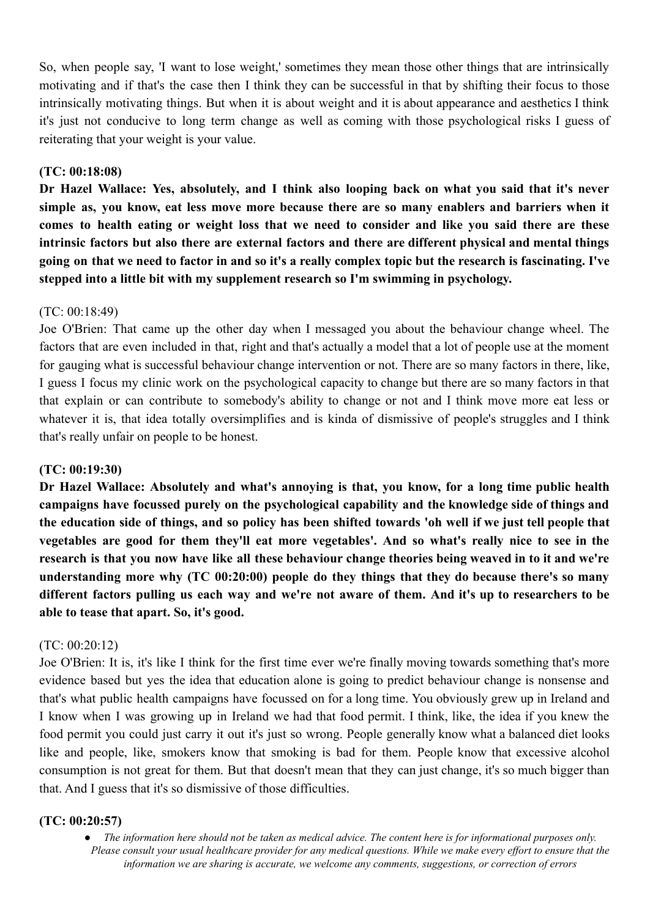So, when people say, 'I want to lose weight,' sometimes they mean those other things that are intrinsically motivating and if that's the case then I think they can be successful in that by shifting their focus to those intrinsically motivating things. But when it is about weight and it is about appearance and aesthetics I think it's just not conducive to long term change as well as coming with those psychological risks I guess of reiterating that your weight is your value.

**(TC: 00:18:08)**

**Dr Hazel Wallace: Yes, absolutely, and I think also looping back on what you said that it's never simple as, you know, eat less move more because there are so many enablers and barriers when it comes to health eating or weight loss that we need to consider and like you said there are these intrinsic factors but also there are external factors and there are different physical and mental things going on that we need to factor in and so it's a really complex topic but the research is fascinating. I've stepped into a little bit with my supplement research so I'm swimming in psychology.**

(TC: 00:18:49)

Joe O'Brien: That came up the other day when I messaged you about the behaviour change wheel. The factors that are even included in that, right and that's actually a model that a lot of people use at the moment for gauging what is successful behaviour change intervention or not. There are so many factors in there, like, I guess I focus my clinic work on the psychological capacity to change but there are so many factors in that that explain or can contribute to somebody's ability to change or not and I think move more eat less or whatever it is, that idea totally oversimplifies and is kinda of dismissive of people's struggles and I think that's really unfair on people to be honest.

**(TC: 00:19:30)**

**Dr Hazel Wallace: Absolutely and what's annoying is that, you know, for a long time public health campaigns have focussed purely on the psychological capability and the knowledge side of things and the education side of things, and so policy has been shifted towards 'oh well if we just tell people that vegetables are good for them they'll eat more vegetables'. And so what's really nice to see in the research is that you now have like all these behaviour change theories being weaved in to it and we're understanding more why (TC 00:20:00) people do they things that they do because there's so many different factors pulling us each way and we're not aware of them. And it's up to researchers to be able to tease that apart. So, it's good.**

(TC: 00:20:12)

Joe O'Brien: It is, it's like I think for the first time ever we're finally moving towards something that's more evidence based but yes the idea that education alone is going to predict behaviour change is nonsense and that's what public health campaigns have focussed on for a long time. You obviously grew up in Ireland and I know when I was growing up in Ireland we had that food permit. I think, like, the idea if you knew the food permit you could just carry it out it's just so wrong. People generally know what a balanced diet looks like and people, like, smokers know that smoking is bad for them. People know that excessive alcohol consumption is not great for them. But that doesn't mean that they can just change, it's so much bigger than that. And I guess that it's so dismissive of those difficulties.

**(TC: 00:20:57)**

- *The information here should not be taken as medical advice. The content here is for informational purposes only. Please consult your usual healthcare provider for any medical questions. While we make every effort to ensure that the information we are sharing is accurate, we welcome any comments, suggestions, or correction of errors*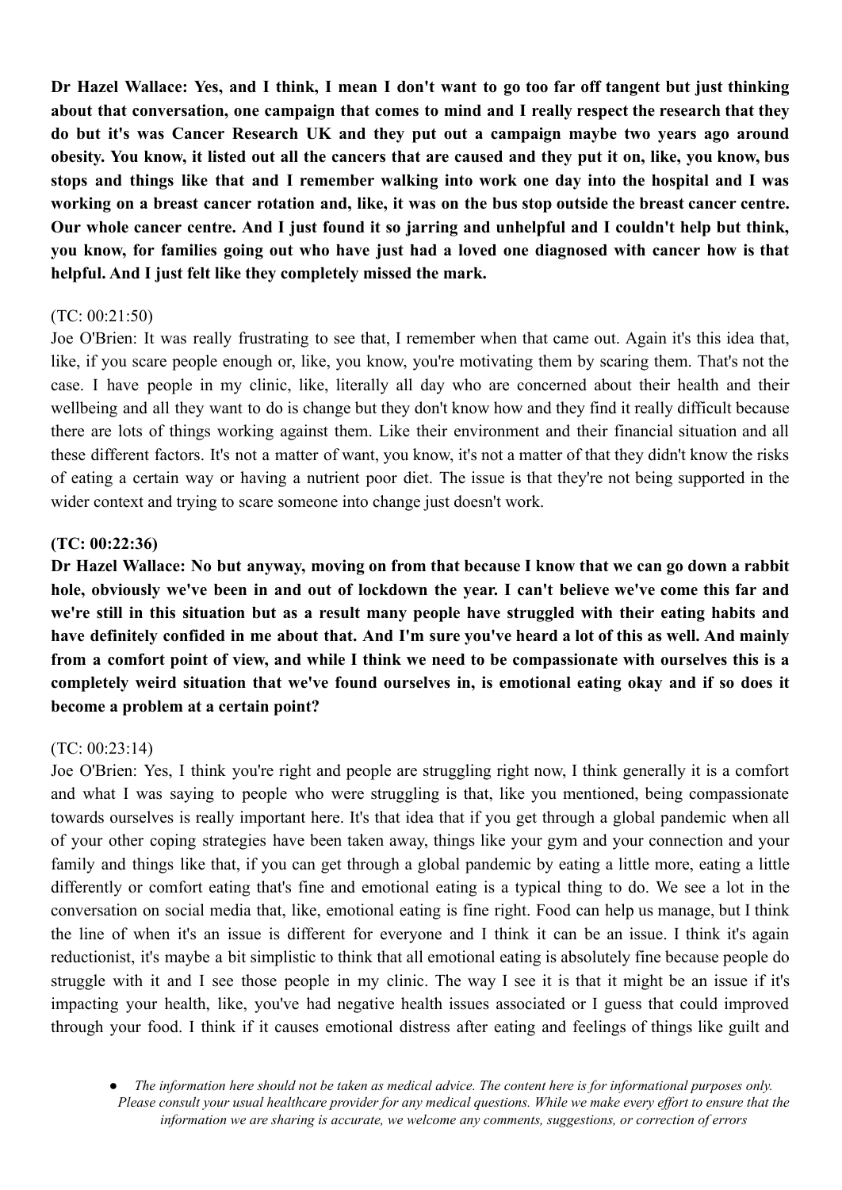**Dr Hazel Wallace: Yes, and I think, I mean I don't want to go too far off tangent but just thinking about that conversation, one campaign that comes to mind and I really respect the research that they do but it's was Cancer Research UK and they put out a campaign maybe two years ago around obesity. You know, it listed out all the cancers that are caused and they put it on, like, you know, bus stops and things like that and I remember walking into work one day into the hospital and I was working on a breast cancer rotation and, like, it was on the bus stop outside the breast cancer centre. Our whole cancer centre. And I just found it so jarring and unhelpful and I couldn't help but think, you know, for families going out who have just had a loved one diagnosed with cancer how is that helpful. And I just felt like they completely missed the mark.**

(TC: 00:21:50)

Joe O'Brien: It was really frustrating to see that, I remember when that came out. Again it's this idea that, like, if you scare people enough or, like, you know, you're motivating them by scaring them. That's not the case. I have people in my clinic, like, literally all day who are concerned about their health and their wellbeing and all they want to do is change but they don't know how and they find it really difficult because there are lots of things working against them. Like their environment and their financial situation and all these different factors. It's not a matter of want, you know, it's not a matter of that they didn't know the risks of eating a certain way or having a nutrient poor diet. The issue is that they're not being supported in the wider context and trying to scare someone into change just doesn't work.

**(TC: 00:22:36)**

**Dr Hazel Wallace: No but anyway, moving on from that because I know that we can go down a rabbit hole, obviously we've been in and out of lockdown the year. I can't believe we've come this far and we're still in this situation but as a result many people have struggled with their eating habits and have definitely confided in me about that. And I'm sure you've heard a lot of this as well. And mainly from a comfort point of view, and while I think we need to be compassionate with ourselves this is a completely weird situation that we've found ourselves in, is emotional eating okay and if so does it become a problem at a certain point?**

(TC: 00:23:14)

Joe O'Brien: Yes, I think you're right and people are struggling right now, I think generally it is a comfort and what I was saying to people who were struggling is that, like you mentioned, being compassionate towards ourselves is really important here. It's that idea that if you get through a global pandemic when all of your other coping strategies have been taken away, things like your gym and your connection and your family and things like that, if you can get through a global pandemic by eating a little more, eating a little differently or comfort eating that's fine and emotional eating is a typical thing to do. We see a lot in the conversation on social media that, like, emotional eating is fine right. Food can help us manage, but I think the line of when it's an issue is different for everyone and I think it can be an issue. I think it's again reductionist, it's maybe a bit simplistic to think that all emotional eating is absolutely fine because people do struggle with it and I see those people in my clinic. The way I see it is that it might be an issue if it's impacting your health, like, you've had negative health issues associated or I guess that could improved through your food. I think if it causes emotional distress after eating and feelings of things like guilt and

- *The information here should not be taken as medical advice. The content here is for informational purposes only. Please consult your usual healthcare provider for any medical questions. While we make every effort to ensure that the information we are sharing is accurate, we welcome any comments, suggestions, or correction of errors*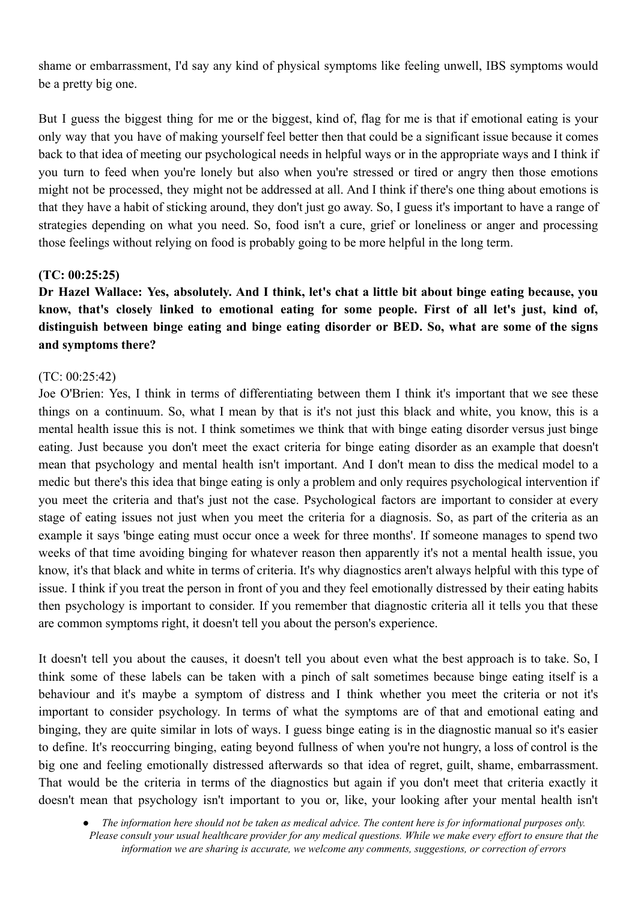shame or embarrassment, I'd say any kind of physical symptoms like feeling unwell, IBS symptoms would be a pretty big one.

But I guess the biggest thing for me or the biggest, kind of, flag for me is that if emotional eating is your only way that you have of making yourself feel better then that could be a significant issue because it comes back to that idea of meeting our psychological needs in helpful ways or in the appropriate ways and I think if you turn to feed when you're lonely but also when you're stressed or tired or angry then those emotions might not be processed, they might not be addressed at all. And I think if there's one thing about emotions is that they have a habit of sticking around, they don't just go away. So, I guess it's important to have a range of strategies depending on what you need. So, food isn't a cure, grief or loneliness or anger and processing those feelings without relying on food is probably going to be more helpful in the long term.

**(TC: 00:25:25)**

**Dr Hazel Wallace: Yes, absolutely. And I think, let's chat a little bit about binge eating because, you know, that's closely linked to emotional eating for some people. First of all let's just, kind of, distinguish between binge eating and binge eating disorder or BED. So, what are some of the signs and symptoms there?**

(TC: 00:25:42)

Joe O'Brien: Yes, I think in terms of differentiating between them I think it's important that we see these things on a continuum. So, what I mean by that is it's not just this black and white, you know, this is a mental health issue this is not. I think sometimes we think that with binge eating disorder versus just binge eating. Just because you don't meet the exact criteria for binge eating disorder as an example that doesn't mean that psychology and mental health isn't important. And I don't mean to diss the medical model to a medic but there's this idea that binge eating is only a problem and only requires psychological intervention if you meet the criteria and that's just not the case. Psychological factors are important to consider at every stage of eating issues not just when you meet the criteria for a diagnosis. So, as part of the criteria as an example it says 'binge eating must occur once a week for three months'. If someone manages to spend two weeks of that time avoiding binging for whatever reason then apparently it's not a mental health issue, you know, it's that black and white in terms of criteria. It's why diagnostics aren't always helpful with this type of issue. I think if you treat the person in front of you and they feel emotionally distressed by their eating habits then psychology is important to consider. If you remember that diagnostic criteria all it tells you that these are common symptoms right, it doesn't tell you about the person's experience.

It doesn't tell you about the causes, it doesn't tell you about even what the best approach is to take. So, I think some of these labels can be taken with a pinch of salt sometimes because binge eating itself is a behaviour and it's maybe a symptom of distress and I think whether you meet the criteria or not it's important to consider psychology. In terms of what the symptoms are of that and emotional eating and binging, they are quite similar in lots of ways. I guess binge eating is in the diagnostic manual so it's easier to define. It's reoccurring binging, eating beyond fullness of when you're not hungry, a loss of control is the big one and feeling emotionally distressed afterwards so that idea of regret, guilt, shame, embarrassment. That would be the criteria in terms of the diagnostics but again if you don't meet that criteria exactly it doesn't mean that psychology isn't important to you or, like, your looking after your mental health isn't

- *The information here should not be taken as medical advice. The content here is for informational purposes only. Please consult your usual healthcare provider for any medical questions. While we make every effort to ensure that the information we are sharing is accurate, we welcome any comments, suggestions, or correction of errors*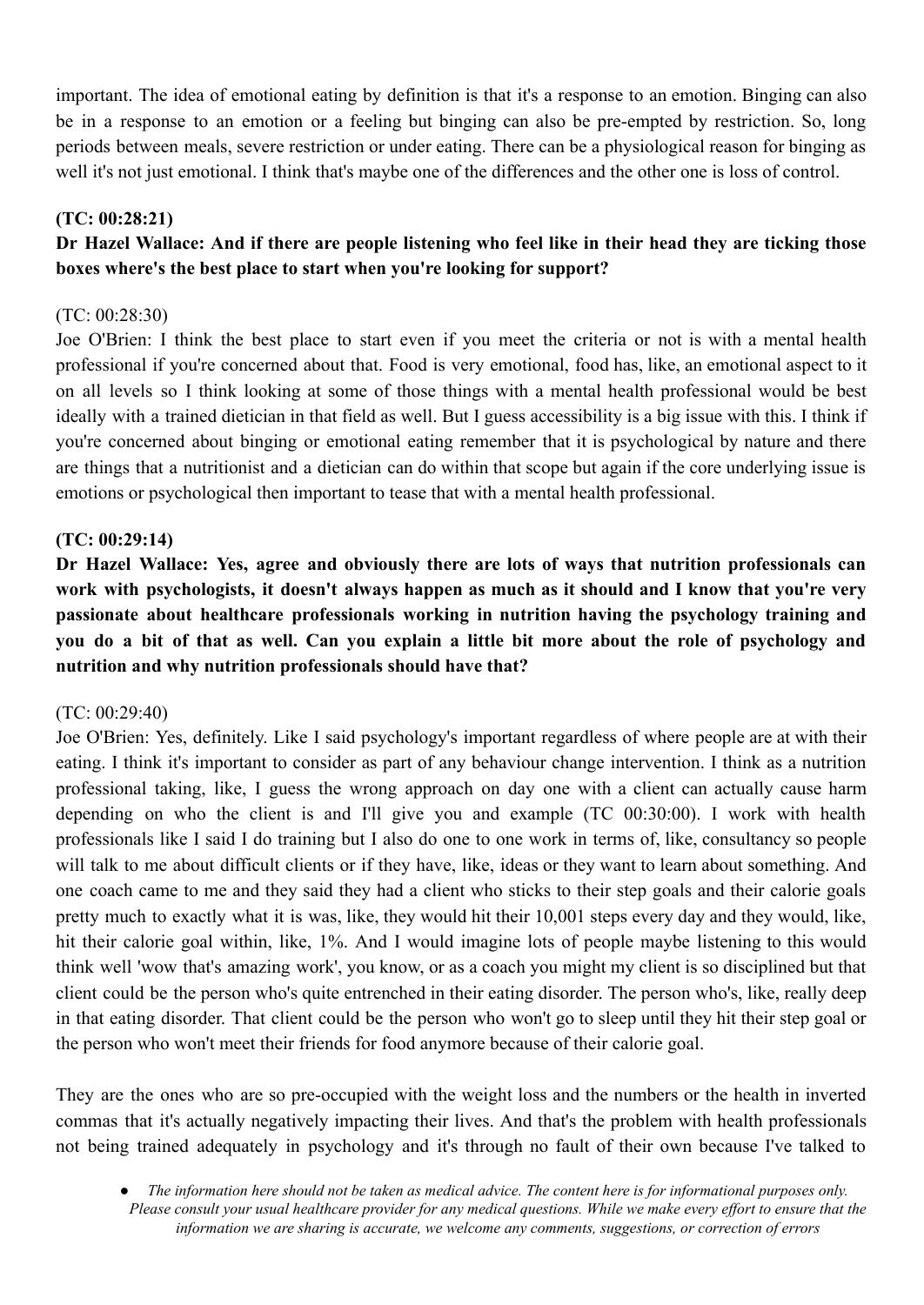important. The idea of emotional eating by definition is that it's a response to an emotion. Binging can also be in a response to an emotion or a feeling but binging can also be pre-empted by restriction. So, long periods between meals, severe restriction or under eating. There can be a physiological reason for binging as well it's not just emotional. I think that's maybe one of the differences and the other one is loss of control.

**(TC: 00:28:21)**

**Dr Hazel Wallace: And if there are people listening who feel like in their head they are ticking those boxes where's the best place to start when you're looking for support?**

(TC: 00:28:30)

Joe O'Brien: I think the best place to start even if you meet the criteria or not is with a mental health professional if you're concerned about that. Food is very emotional, food has, like, an emotional aspect to it on all levels so I think looking at some of those things with a mental health professional would be best ideally with a trained dietician in that field as well. But I guess accessibility is a big issue with this. I think if you're concerned about binging or emotional eating remember that it is psychological by nature and there are things that a nutritionist and a dietician can do within that scope but again if the core underlying issue is emotions or psychological then important to tease that with a mental health professional.

**(TC: 00:29:14)**

**Dr Hazel Wallace: Yes, agree and obviously there are lots of ways that nutrition professionals can work with psychologists, it doesn't always happen as much as it should and I know that you're very passionate about healthcare professionals working in nutrition having the psychology training and you do a bit of that as well. Can you explain a little bit more about the role of psychology and nutrition and why nutrition professionals should have that?**

(TC: 00:29:40)

Joe O'Brien: Yes, definitely. Like I said psychology's important regardless of where people are at with their eating. I think it's important to consider as part of any behaviour change intervention. I think as a nutrition professional taking, like, I guess the wrong approach on day one with a client can actually cause harm depending on who the client is and I'll give you and example (TC 00:30:00). I work with health professionals like I said I do training but I also do one to one work in terms of, like, consultancy so people will talk to me about difficult clients or if they have, like, ideas or they want to learn about something. And one coach came to me and they said they had a client who sticks to their step goals and their calorie goals pretty much to exactly what it is was, like, they would hit their 10,001 steps every day and they would, like, hit their calorie goal within, like, 1%. And I would imagine lots of people maybe listening to this would think well 'wow that's amazing work', you know, or as a coach you might my client is so disciplined but that client could be the person who's quite entrenched in their eating disorder. The person who's, like, really deep in that eating disorder. That client could be the person who won't go to sleep until they hit their step goal or the person who won't meet their friends for food anymore because of their calorie goal.

They are the ones who are so pre-occupied with the weight loss and the numbers or the health in inverted commas that it's actually negatively impacting their lives. And that's the problem with health professionals not being trained adequately in psychology and it's through no fault of their own because I've talked to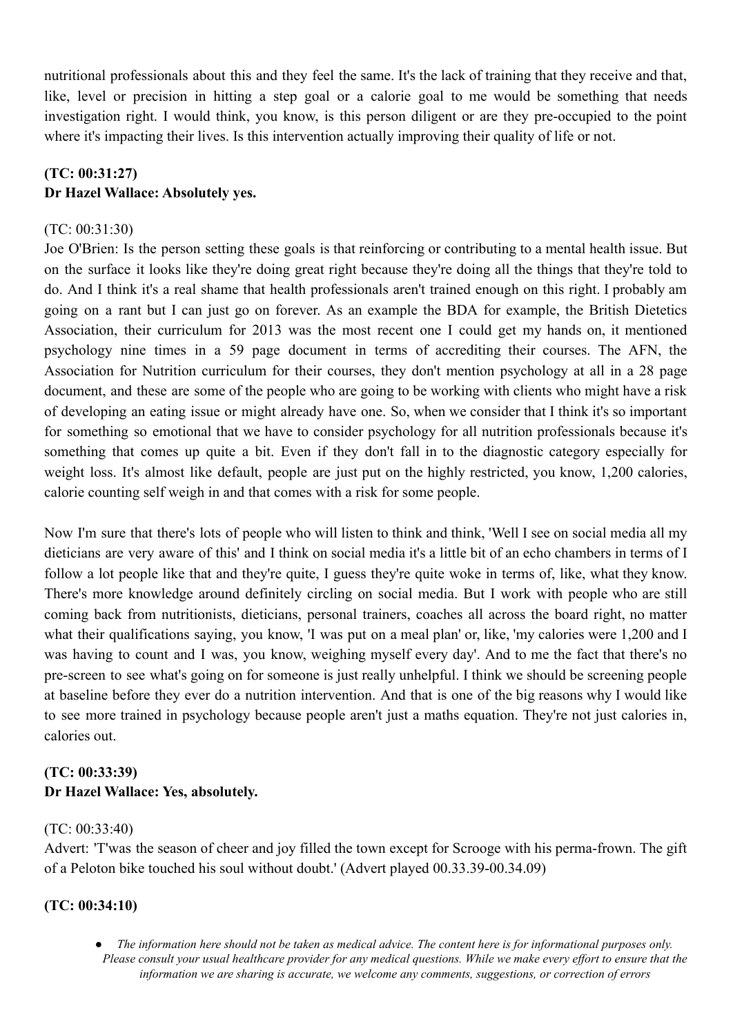nutritional professionals about this and they feel the same. It's the lack of training that they receive and that, like, level or precision in hitting a step goal or a calorie goal to me would be something that needs investigation right. I would think, you know, is this person diligent or are they pre-occupied to the point where it's impacting their lives. Is this intervention actually improving their quality of life or not.

**(TC: 00:31:27)**
**Dr Hazel Wallace: Absolutely yes.**

(TC: 00:31:30)
Joe O'Brien: Is the person setting these goals is that reinforcing or contributing to a mental health issue. But on the surface it looks like they're doing great right because they're doing all the things that they're told to do. And I think it's a real shame that health professionals aren't trained enough on this right. I probably am going on a rant but I can just go on forever. As an example the BDA for example, the British Dietetics Association, their curriculum for 2013 was the most recent one I could get my hands on, it mentioned psychology nine times in a 59 page document in terms of accrediting their courses. The AFN, the Association for Nutrition curriculum for their courses, they don't mention psychology at all in a 28 page document, and these are some of the people who are going to be working with clients who might have a risk of developing an eating issue or might already have one. So, when we consider that I think it's so important for something so emotional that we have to consider psychology for all nutrition professionals because it's something that comes up quite a bit. Even if they don't fall in to the diagnostic category especially for weight loss. It's almost like default, people are just put on the highly restricted, you know, 1,200 calories, calorie counting self weigh in and that comes with a risk for some people.

Now I'm sure that there's lots of people who will listen to think and think, 'Well I see on social media all my dieticians are very aware of this' and I think on social media it's a little bit of an echo chambers in terms of I follow a lot people like that and they're quite, I guess they're quite woke in terms of, like, what they know. There's more knowledge around definitely circling on social media. But I work with people who are still coming back from nutritionists, dieticians, personal trainers, coaches all across the board right, no matter what their qualifications saying, you know, 'I was put on a meal plan' or, like, 'my calories were 1,200 and I was having to count and I was, you know, weighing myself every day'. And to me the fact that there's no pre-screen to see what's going on for someone is just really unhelpful. I think we should be screening people at baseline before they ever do a nutrition intervention. And that is one of the big reasons why I would like to see more trained in psychology because people aren't just a maths equation. They're not just calories in, calories out.

**(TC: 00:33:39)**
**Dr Hazel Wallace: Yes, absolutely.**

(TC: 00:33:40)
Advert: 'T'was the season of cheer and joy filled the town except for Scrooge with his perma-frown. The gift of a Peloton bike touched his soul without doubt.' (Advert played 00.33.39-00.34.09)

**(TC: 00:34:10)**

- *The information here should not be taken as medical advice. The content here is for informational purposes only. Please consult your usual healthcare provider for any medical questions. While we make every effort to ensure that the information we are sharing is accurate, we welcome any comments, suggestions, or correction of errors*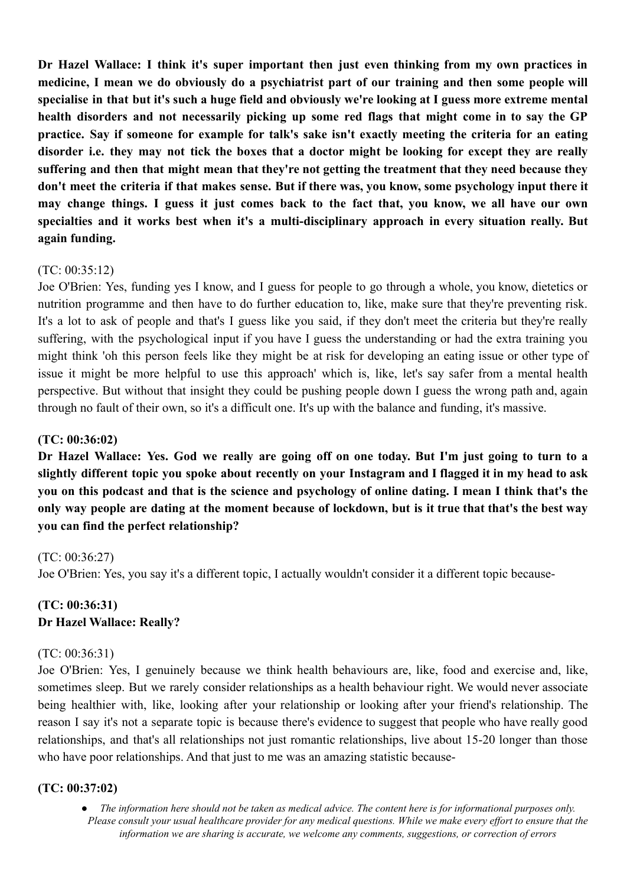**Dr Hazel Wallace: I think it's super important then just even thinking from my own practices in medicine, I mean we do obviously do a psychiatrist part of our training and then some people will specialise in that but it's such a huge field and obviously we're looking at I guess more extreme mental health disorders and not necessarily picking up some red flags that might come in to say the GP practice. Say if someone for example for talk's sake isn't exactly meeting the criteria for an eating disorder i.e. they may not tick the boxes that a doctor might be looking for except they are really suffering and then that might mean that they're not getting the treatment that they need because they don't meet the criteria if that makes sense. But if there was, you know, some psychology input there it may change things. I guess it just comes back to the fact that, you know, we all have our own specialties and it works best when it's a multi-disciplinary approach in every situation really. But again funding.**

(TC: 00:35:12)
Joe O'Brien: Yes, funding yes I know, and I guess for people to go through a whole, you know, dietetics or nutrition programme and then have to do further education to, like, make sure that they're preventing risk. It's a lot to ask of people and that's I guess like you said, if they don't meet the criteria but they're really suffering, with the psychological input if you have I guess the understanding or had the extra training you might think 'oh this person feels like they might be at risk for developing an eating issue or other type of issue it might be more helpful to use this approach' which is, like, let's say safer from a mental health perspective. But without that insight they could be pushing people down I guess the wrong path and, again through no fault of their own, so it's a difficult one. It's up with the balance and funding, it's massive.

**(TC: 00:36:02)**
**Dr Hazel Wallace: Yes. God we really are going off on one today. But I'm just going to turn to a slightly different topic you spoke about recently on your Instagram and I flagged it in my head to ask you on this podcast and that is the science and psychology of online dating. I mean I think that's the only way people are dating at the moment because of lockdown, but is it true that that's the best way you can find the perfect relationship?**

(TC: 00:36:27)
Joe O'Brien: Yes, you say it's a different topic, I actually wouldn't consider it a different topic because-

**(TC: 00:36:31)**
**Dr Hazel Wallace: Really?**

(TC: 00:36:31)
Joe O'Brien: Yes, I genuinely because we think health behaviours are, like, food and exercise and, like, sometimes sleep. But we rarely consider relationships as a health behaviour right. We would never associate being healthier with, like, looking after your relationship or looking after your friend's relationship. The reason I say it's not a separate topic is because there's evidence to suggest that people who have really good relationships, and that's all relationships not just romantic relationships, live about 15-20 longer than those who have poor relationships. And that just to me was an amazing statistic because-

**(TC: 00:37:02)**

- *The information here should not be taken as medical advice. The content here is for informational purposes only. Please consult your usual healthcare provider for any medical questions. While we make every effort to ensure that the information we are sharing is accurate, we welcome any comments, suggestions, or correction of errors*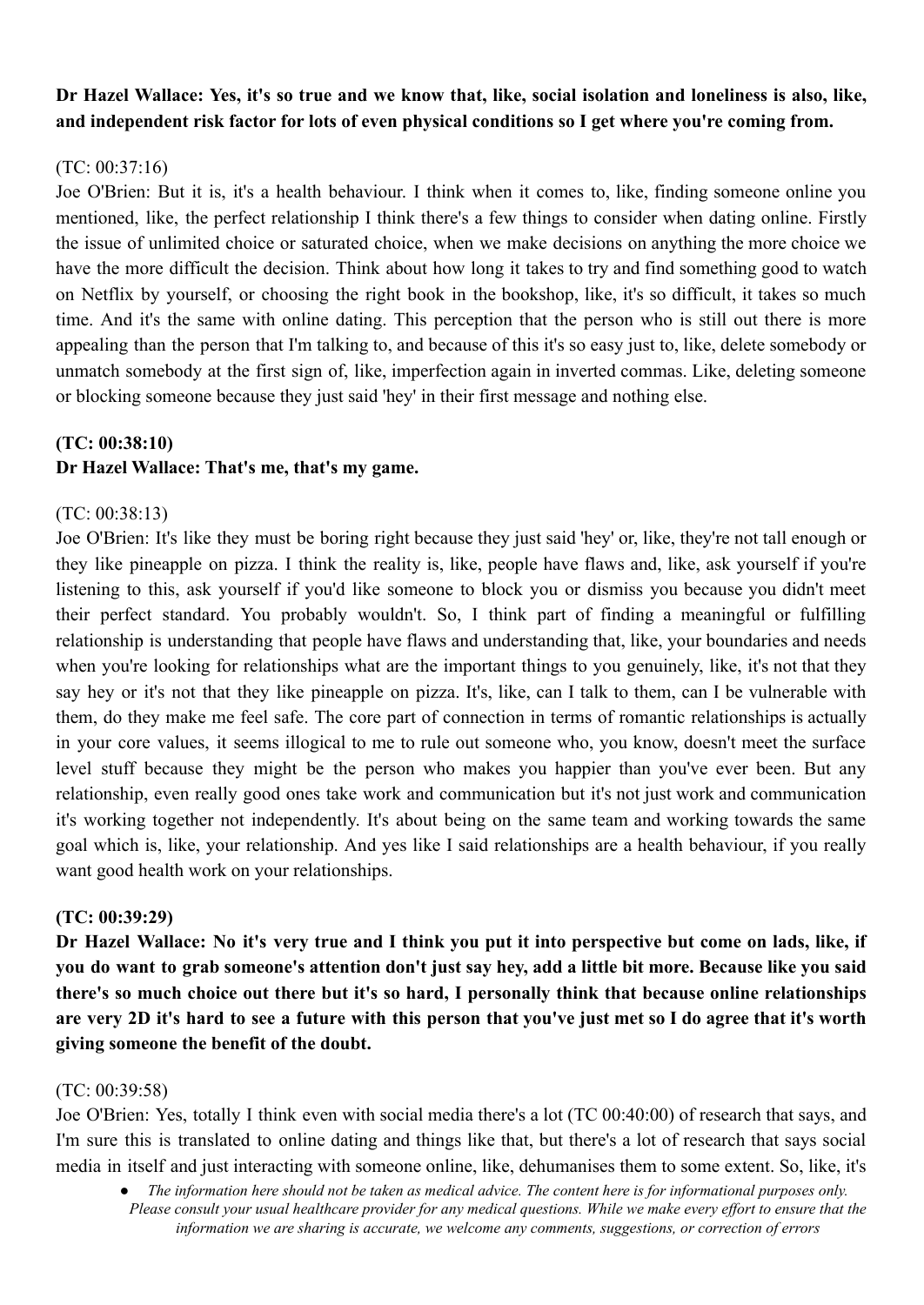**Dr Hazel Wallace: Yes, it's so true and we know that, like, social isolation and loneliness is also, like, and independent risk factor for lots of even physical conditions so I get where you're coming from.**

(TC: 00:37:16)

Joe O'Brien: But it is, it's a health behaviour. I think when it comes to, like, finding someone online you mentioned, like, the perfect relationship I think there's a few things to consider when dating online. Firstly the issue of unlimited choice or saturated choice, when we make decisions on anything the more choice we have the more difficult the decision. Think about how long it takes to try and find something good to watch on Netflix by yourself, or choosing the right book in the bookshop, like, it's so difficult, it takes so much time. And it's the same with online dating. This perception that the person who is still out there is more appealing than the person that I'm talking to, and because of this it's so easy just to, like, delete somebody or unmatch somebody at the first sign of, like, imperfection again in inverted commas. Like, deleting someone or blocking someone because they just said 'hey' in their first message and nothing else.

**(TC: 00:38:10)**

**Dr Hazel Wallace: That's me, that's my game.**

(TC: 00:38:13)

Joe O'Brien: It's like they must be boring right because they just said 'hey' or, like, they're not tall enough or they like pineapple on pizza. I think the reality is, like, people have flaws and, like, ask yourself if you're listening to this, ask yourself if you'd like someone to block you or dismiss you because you didn't meet their perfect standard. You probably wouldn't. So, I think part of finding a meaningful or fulfilling relationship is understanding that people have flaws and understanding that, like, your boundaries and needs when you're looking for relationships what are the important things to you genuinely, like, it's not that they say hey or it's not that they like pineapple on pizza. It's, like, can I talk to them, can I be vulnerable with them, do they make me feel safe. The core part of connection in terms of romantic relationships is actually in your core values, it seems illogical to me to rule out someone who, you know, doesn't meet the surface level stuff because they might be the person who makes you happier than you've ever been. But any relationship, even really good ones take work and communication but it's not just work and communication it's working together not independently. It's about being on the same team and working towards the same goal which is, like, your relationship. And yes like I said relationships are a health behaviour, if you really want good health work on your relationships.

**(TC: 00:39:29)**

**Dr Hazel Wallace: No it's very true and I think you put it into perspective but come on lads, like, if you do want to grab someone's attention don't just say hey, add a little bit more. Because like you said there's so much choice out there but it's so hard, I personally think that because online relationships are very 2D it's hard to see a future with this person that you've just met so I do agree that it's worth giving someone the benefit of the doubt.**

(TC: 00:39:58)

Joe O'Brien: Yes, totally I think even with social media there's a lot (TC 00:40:00) of research that says, and I'm sure this is translated to online dating and things like that, but there's a lot of research that says social media in itself and just interacting with someone online, like, dehumanises them to some extent. So, like, it's

- *The information here should not be taken as medical advice. The content here is for informational purposes only. Please consult your usual healthcare provider for any medical questions. While we make every effort to ensure that the information we are sharing is accurate, we welcome any comments, suggestions, or correction of errors*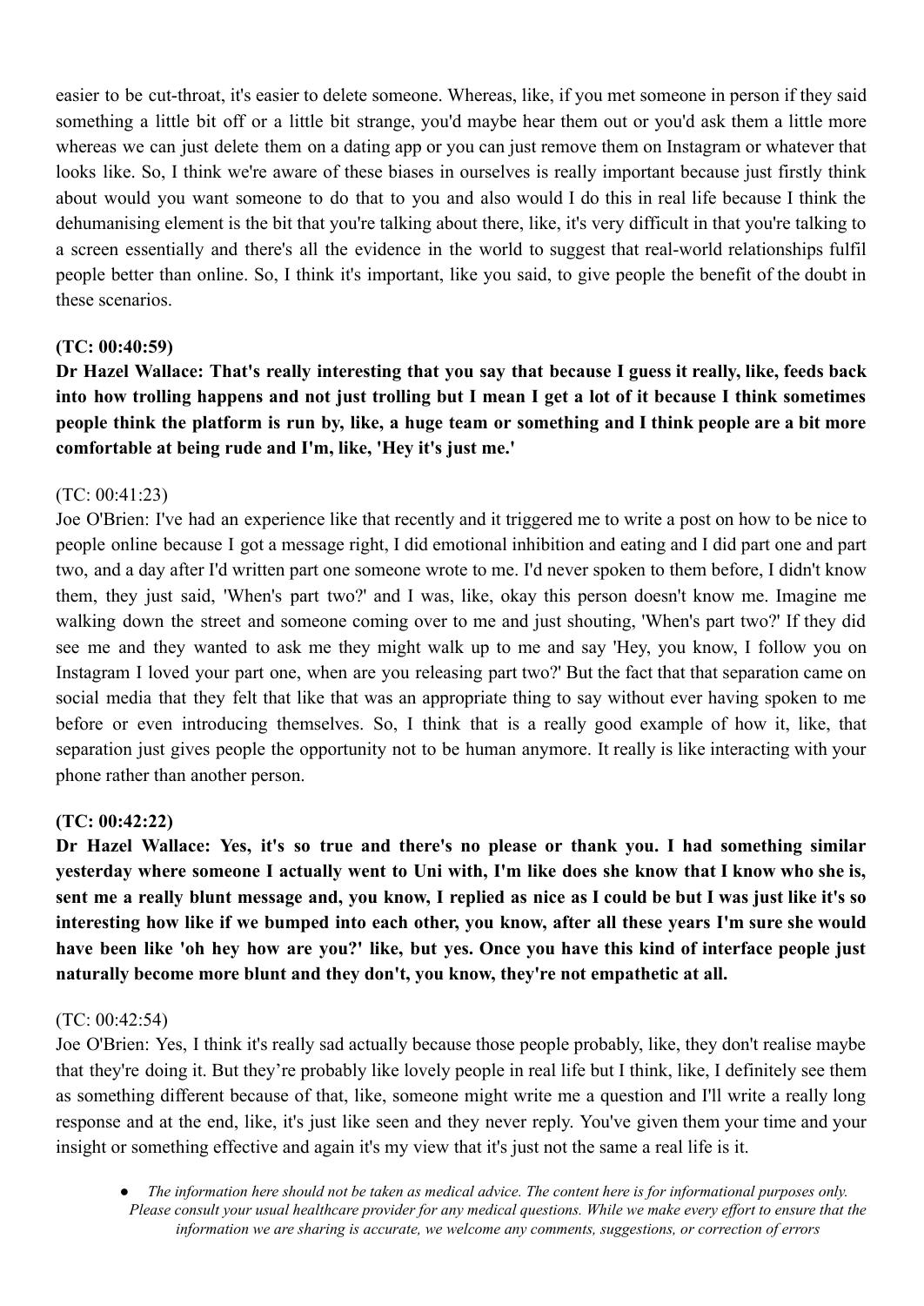easier to be cut-throat, it's easier to delete someone. Whereas, like, if you met someone in person if they said something a little bit off or a little bit strange, you'd maybe hear them out or you'd ask them a little more whereas we can just delete them on a dating app or you can just remove them on Instagram or whatever that looks like. So, I think we're aware of these biases in ourselves is really important because just firstly think about would you want someone to do that to you and also would I do this in real life because I think the dehumanising element is the bit that you're talking about there, like, it's very difficult in that you're talking to a screen essentially and there's all the evidence in the world to suggest that real-world relationships fulfil people better than online. So, I think it's important, like you said, to give people the benefit of the doubt in these scenarios.

**(TC: 00:40:59)**

**Dr Hazel Wallace: That's really interesting that you say that because I guess it really, like, feeds back into how trolling happens and not just trolling but I mean I get a lot of it because I think sometimes people think the platform is run by, like, a huge team or something and I think people are a bit more comfortable at being rude and I'm, like, 'Hey it's just me.'**

(TC: 00:41:23)

Joe O'Brien: I've had an experience like that recently and it triggered me to write a post on how to be nice to people online because I got a message right, I did emotional inhibition and eating and I did part one and part two, and a day after I'd written part one someone wrote to me. I'd never spoken to them before, I didn't know them, they just said, 'When's part two?' and I was, like, okay this person doesn't know me. Imagine me walking down the street and someone coming over to me and just shouting, 'When's part two?' If they did see me and they wanted to ask me they might walk up to me and say 'Hey, you know, I follow you on Instagram I loved your part one, when are you releasing part two?' But the fact that that separation came on social media that they felt that like that was an appropriate thing to say without ever having spoken to me before or even introducing themselves. So, I think that is a really good example of how it, like, that separation just gives people the opportunity not to be human anymore. It really is like interacting with your phone rather than another person.

**(TC: 00:42:22)**

**Dr Hazel Wallace: Yes, it's so true and there's no please or thank you. I had something similar yesterday where someone I actually went to Uni with, I'm like does she know that I know who she is, sent me a really blunt message and, you know, I replied as nice as I could be but I was just like it's so interesting how like if we bumped into each other, you know, after all these years I'm sure she would have been like 'oh hey how are you?' like, but yes. Once you have this kind of interface people just naturally become more blunt and they don't, you know, they're not empathetic at all.**

(TC: 00:42:54)

Joe O'Brien: Yes, I think it's really sad actually because those people probably, like, they don't realise maybe that they're doing it. But they're probably like lovely people in real life but I think, like, I definitely see them as something different because of that, like, someone might write me a question and I'll write a really long response and at the end, like, it's just like seen and they never reply. You've given them your time and your insight or something effective and again it's my view that it's just not the same a real life is it.

- *The information here should not be taken as medical advice. The content here is for informational purposes only. Please consult your usual healthcare provider for any medical questions. While we make every effort to ensure that the information we are sharing is accurate, we welcome any comments, suggestions, or correction of errors*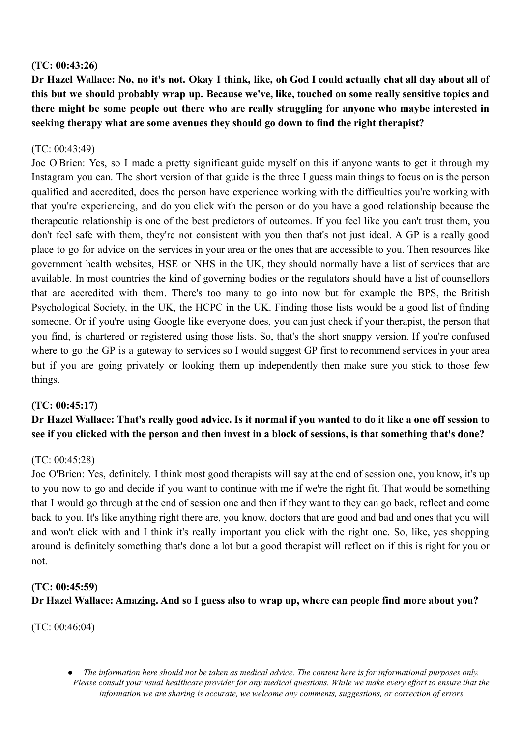**(TC: 00:43:26)**

**Dr Hazel Wallace: No, no it's not. Okay I think, like, oh God I could actually chat all day about all of this but we should probably wrap up. Because we've, like, touched on some really sensitive topics and there might be some people out there who are really struggling for anyone who maybe interested in seeking therapy what are some avenues they should go down to find the right therapist?**

(TC: 00:43:49)

Joe O'Brien: Yes, so I made a pretty significant guide myself on this if anyone wants to get it through my Instagram you can. The short version of that guide is the three I guess main things to focus on is the person qualified and accredited, does the person have experience working with the difficulties you're working with that you're experiencing, and do you click with the person or do you have a good relationship because the therapeutic relationship is one of the best predictors of outcomes. If you feel like you can't trust them, you don't feel safe with them, they're not consistent with you then that's not just ideal. A GP is a really good place to go for advice on the services in your area or the ones that are accessible to you. Then resources like government health websites, HSE or NHS in the UK, they should normally have a list of services that are available. In most countries the kind of governing bodies or the regulators should have a list of counsellors that are accredited with them. There's too many to go into now but for example the BPS, the British Psychological Society, in the UK, the HCPC in the UK. Finding those lists would be a good list of finding someone. Or if you're using Google like everyone does, you can just check if your therapist, the person that you find, is chartered or registered using those lists. So, that's the short snappy version. If you're confused where to go the GP is a gateway to services so I would suggest GP first to recommend services in your area but if you are going privately or looking them up independently then make sure you stick to those few things.

**(TC: 00:45:17)**

**Dr Hazel Wallace: That's really good advice. Is it normal if you wanted to do it like a one off session to see if you clicked with the person and then invest in a block of sessions, is that something that's done?**

(TC: 00:45:28)

Joe O'Brien: Yes, definitely. I think most good therapists will say at the end of session one, you know, it's up to you now to go and decide if you want to continue with me if we're the right fit. That would be something that I would go through at the end of session one and then if they want to they can go back, reflect and come back to you. It's like anything right there are, you know, doctors that are good and bad and ones that you will and won't click with and I think it's really important you click with the right one. So, like, yes shopping around is definitely something that's done a lot but a good therapist will reflect on if this is right for you or not.

**(TC: 00:45:59)**

**Dr Hazel Wallace: Amazing. And so I guess also to wrap up, where can people find more about you?**

(TC: 00:46:04)

- *The information here should not be taken as medical advice. The content here is for informational purposes only. Please consult your usual healthcare provider for any medical questions. While we make every effort to ensure that the information we are sharing is accurate, we welcome any comments, suggestions, or correction of errors*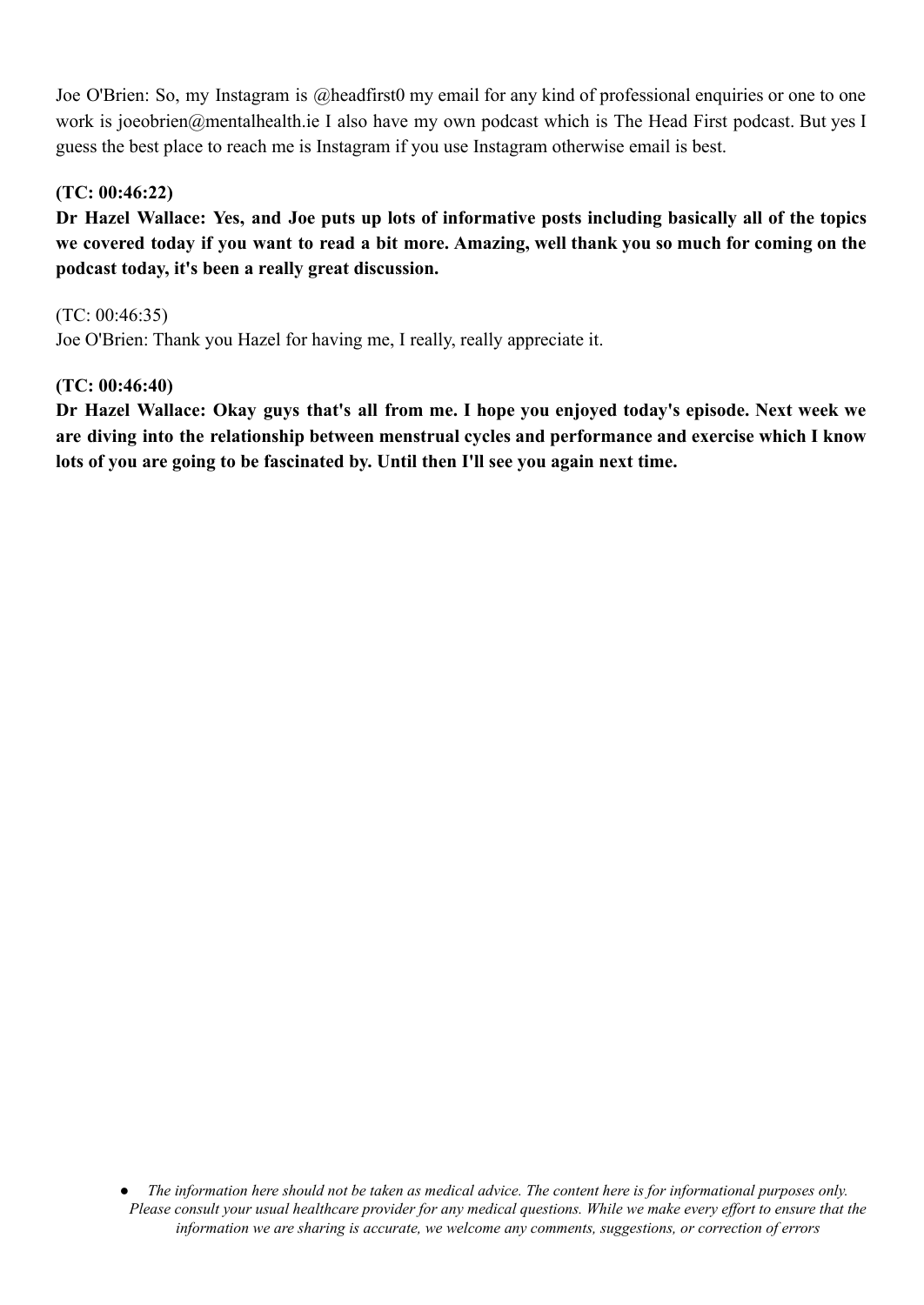Joe O'Brien: So, my Instagram is @headfirst0 my email for any kind of professional enquiries or one to one work is joeobrien@mentalhealth.ie I also have my own podcast which is The Head First podcast. But yes I guess the best place to reach me is Instagram if you use Instagram otherwise email is best.

**(TC: 00:46:22)**
**Dr Hazel Wallace: Yes, and Joe puts up lots of informative posts including basically all of the topics we covered today if you want to read a bit more. Amazing, well thank you so much for coming on the podcast today, it's been a really great discussion.**

(TC: 00:46:35)
Joe O'Brien: Thank you Hazel for having me, I really, really appreciate it.

**(TC: 00:46:40)**
**Dr Hazel Wallace: Okay guys that's all from me. I hope you enjoyed today's episode. Next week we are diving into the relationship between menstrual cycles and performance and exercise which I know lots of you are going to be fascinated by. Until then I'll see you again next time.**

- *The information here should not be taken as medical advice. The content here is for informational purposes only. Please consult your usual healthcare provider for any medical questions. While we make every effort to ensure that the information we are sharing is accurate, we welcome any comments, suggestions, or correction of errors*